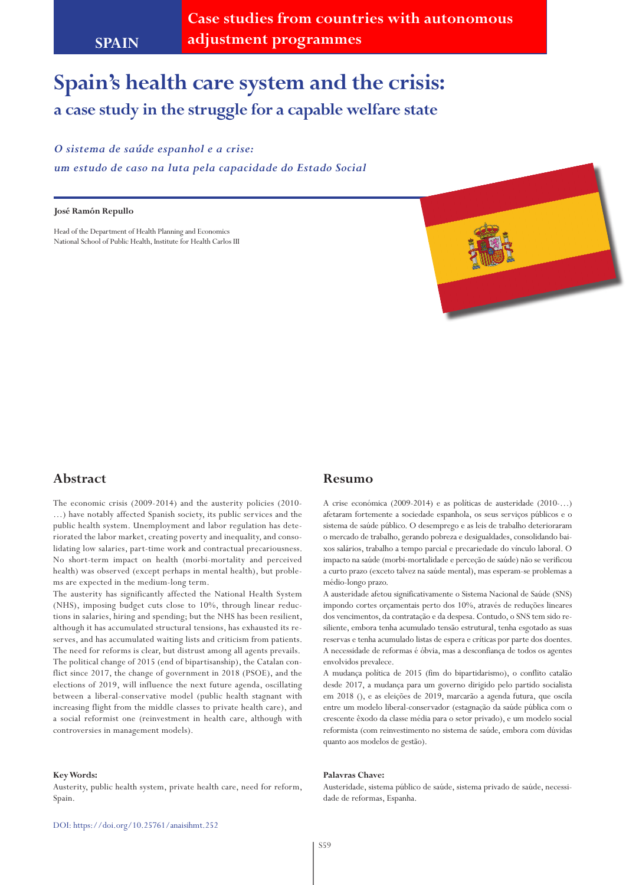SPAIN

**Case studies from countries with autonomous adjustment programmes**

# Spain's health care system and the crisis:
## a case study in the struggle for a capable welfare state

*O sistema de saúde espanhol e a crise:*
*um estudo de caso na luta pela capacidade do Estado Social*

**José Ramón Repullo**

Head of the Department of Health Planning and Economics
National School of Public Health, Institute for Health Carlos III

## Abstract

The economic crisis (2009-2014) and the austerity policies (2010-…) have notably affected Spanish society, its public services and the public health system. Unemployment and labor regulation has deteriorated the labor market, creating poverty and inequality, and consolidating low salaries, part-time work and contractual precariousness. No short-term impact on health (morbi-mortality and perceived health) was observed (except perhaps in mental health), but problems are expected in the medium-long term.

The austerity has significantly affected the National Health System (NHS), imposing budget cuts close to 10%, through linear reductions in salaries, hiring and spending; but the NHS has been resilient, although it has accumulated structural tensions, has exhausted its reserves, and has accumulated waiting lists and criticism from patients. The need for reforms is clear, but distrust among all agents prevails.

The political change of 2015 (end of bipartisanship), the Catalan conflict since 2017, the change of government in 2018 (PSOE), and the elections of 2019, will influence the next future agenda, oscillating between a liberal-conservative model (public health stagnant with increasing flight from the middle classes to private health care), and a social reformist one (reinvestment in health care, although with controversies in management models).

**Key Words:**

Austerity, public health system, private health care, need for reform, Spain.

## Resumo

A crise económica (2009-2014) e as políticas de austeridade (2010-…) afetaram fortemente a sociedade espanhola, os seus serviços públicos e o sistema de saúde público. O desemprego e as leis de trabalho deterioraram o mercado de trabalho, gerando pobreza e desigualdades, consolidando baixos salários, trabalho a tempo parcial e precariedade do vínculo laboral. O impacto na saúde (morbi-mortalidade e perceção de saúde) não se verificou a curto prazo (exceto talvez na saúde mental), mas esperam-se problemas a médio-longo prazo.

A austeridade afetou significativamente o Sistema Nacional de Saúde (SNS) impondo cortes orçamentais perto dos 10%, através de reduções lineares dos vencimentos, da contratação e da despesa. Contudo, o SNS tem sido resiliente, embora tenha acumulado tensão estrutural, tenha esgotado as suas reservas e tenha acumulado listas de espera e críticas por parte dos doentes. A necessidade de reformas é óbvia, mas a desconfiança de todos os agentes envolvidos prevalece.

A mudança política de 2015 (fim do bipartidarismo), o conflito catalão desde 2017, a mudança para um governo dirigido pelo partido socialista em 2018 (), e as eleições de 2019, marcarão a agenda futura, que oscila entre um modelo liberal-conservador (estagnação da saúde pública com o crescente êxodo da classe média para o setor privado), e um modelo social reformista (com reinvestimento no sistema de saúde, embora com dúvidas quanto aos modelos de gestão).

**Palavras Chave:**

Austeridade, sistema público de saúde, sistema privado de saúde, necessidade de reformas, Espanha.

DOI: https://doi.org/10.25761/anaisihmt.252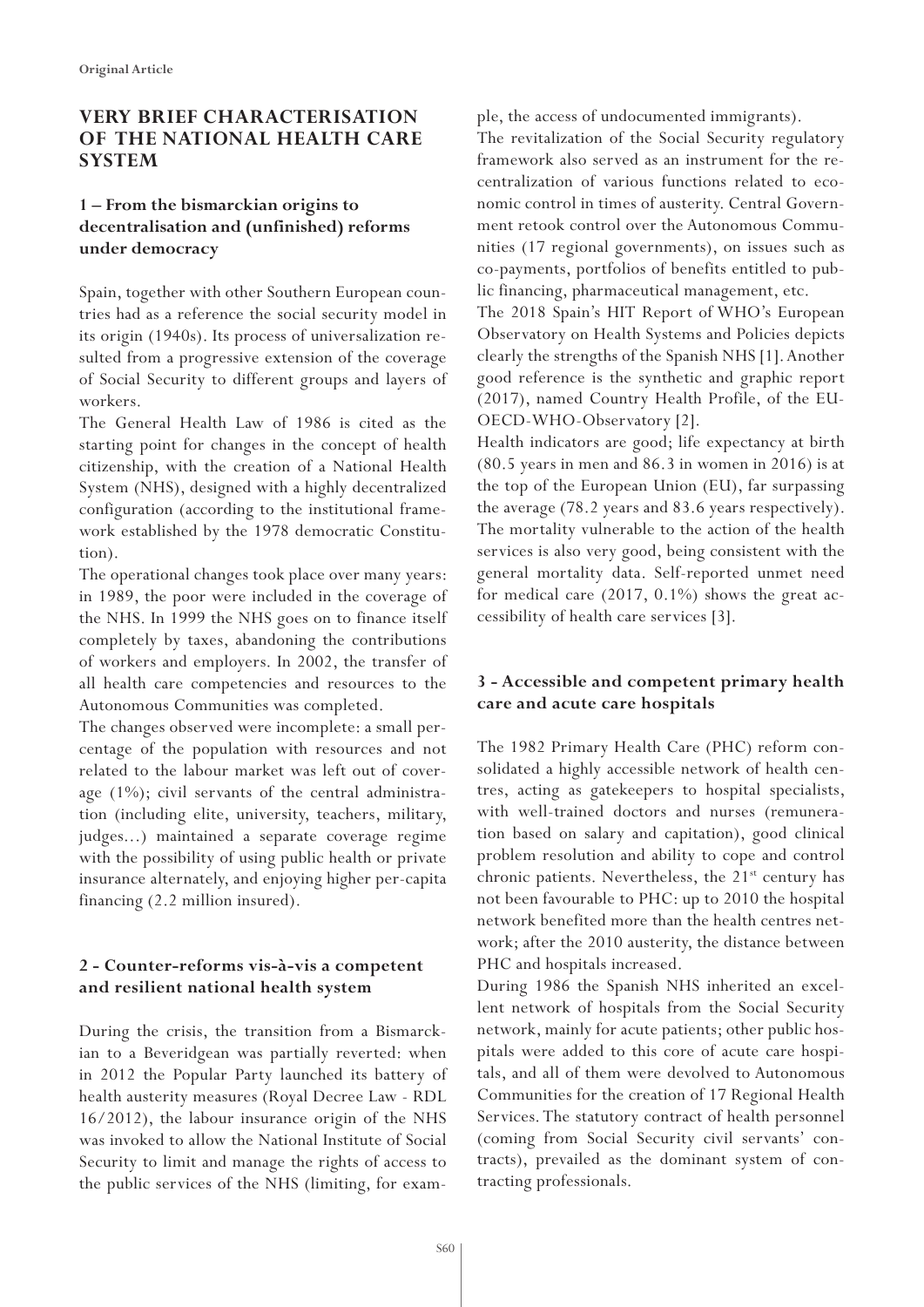## VERY BRIEF CHARACTERISATION OF THE NATIONAL HEALTH CARE SYSTEM

### 1 – From the bismarckian origins to decentralisation and (unfinished) reforms under democracy

Spain, together with other Southern European countries had as a reference the social security model in its origin (1940s). Its process of universalization resulted from a progressive extension of the coverage of Social Security to different groups and layers of workers.

The General Health Law of 1986 is cited as the starting point for changes in the concept of health citizenship, with the creation of a National Health System (NHS), designed with a highly decentralized configuration (according to the institutional framework established by the 1978 democratic Constitution).

The operational changes took place over many years: in 1989, the poor were included in the coverage of the NHS. In 1999 the NHS goes on to finance itself completely by taxes, abandoning the contributions of workers and employers. In 2002, the transfer of all health care competencies and resources to the Autonomous Communities was completed.

The changes observed were incomplete: a small percentage of the population with resources and not related to the labour market was left out of coverage (1%); civil servants of the central administration (including elite, university, teachers, military, judges…) maintained a separate coverage regime with the possibility of using public health or private insurance alternately, and enjoying higher per-capita financing (2.2 million insured).

### 2 - Counter-reforms vis-à-vis a competent and resilient national health system

During the crisis, the transition from a Bismarckian to a Beveridgean was partially reverted: when in 2012 the Popular Party launched its battery of health austerity measures (Royal Decree Law - RDL 16/2012), the labour insurance origin of the NHS was invoked to allow the National Institute of Social Security to limit and manage the rights of access to the public services of the NHS (limiting, for example, the access of undocumented immigrants).

The revitalization of the Social Security regulatory framework also served as an instrument for the recentralization of various functions related to economic control in times of austerity. Central Government retook control over the Autonomous Communities (17 regional governments), on issues such as co-payments, portfolios of benefits entitled to public financing, pharmaceutical management, etc.

The 2018 Spain's HIT Report of WHO's European Observatory on Health Systems and Policies depicts clearly the strengths of the Spanish NHS [1]. Another good reference is the synthetic and graphic report (2017), named Country Health Profile, of the EU-OECD-WHO-Observatory [2].

Health indicators are good; life expectancy at birth (80.5 years in men and 86.3 in women in 2016) is at the top of the European Union (EU), far surpassing the average (78.2 years and 83.6 years respectively). The mortality vulnerable to the action of the health services is also very good, being consistent with the general mortality data. Self-reported unmet need for medical care (2017, 0.1%) shows the great accessibility of health care services [3].

### 3 - Accessible and competent primary health care and acute care hospitals

The 1982 Primary Health Care (PHC) reform consolidated a highly accessible network of health centres, acting as gatekeepers to hospital specialists, with well-trained doctors and nurses (remuneration based on salary and capitation), good clinical problem resolution and ability to cope and control chronic patients. Nevertheless, the 21st century has not been favourable to PHC: up to 2010 the hospital network benefited more than the health centres network; after the 2010 austerity, the distance between PHC and hospitals increased.

During 1986 the Spanish NHS inherited an excellent network of hospitals from the Social Security network, mainly for acute patients; other public hospitals were added to this core of acute care hospitals, and all of them were devolved to Autonomous Communities for the creation of 17 Regional Health Services. The statutory contract of health personnel (coming from Social Security civil servants' contracts), prevailed as the dominant system of contracting professionals.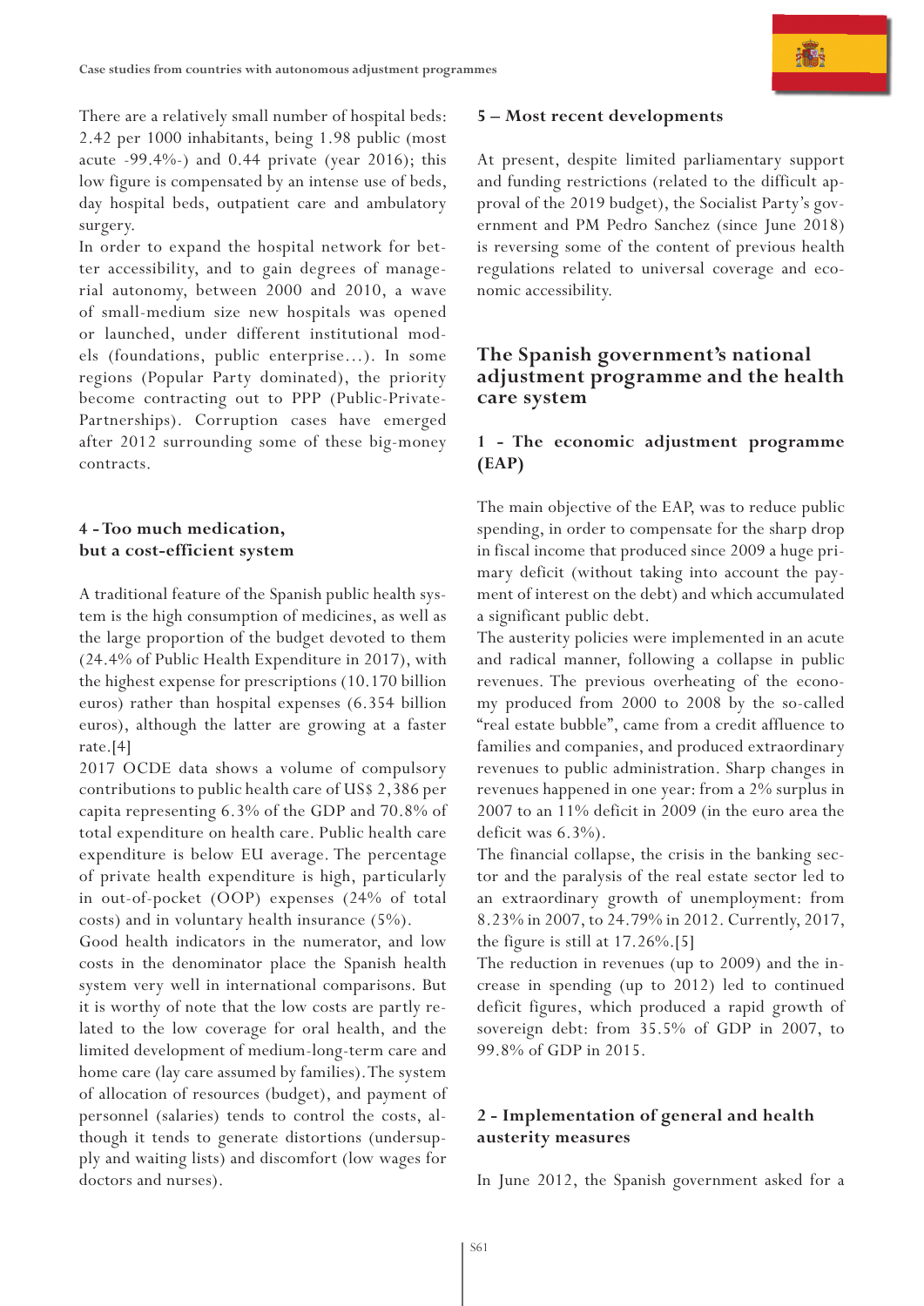There are a relatively small number of hospital beds: 2.42 per 1000 inhabitants, being 1.98 public (most acute -99.4%-) and 0.44 private (year 2016); this low figure is compensated by an intense use of beds, day hospital beds, outpatient care and ambulatory surgery.

In order to expand the hospital network for better accessibility, and to gain degrees of managerial autonomy, between 2000 and 2010, a wave of small-medium size new hospitals was opened or launched, under different institutional models (foundations, public enterprise...). In some regions (Popular Party dominated), the priority become contracting out to PPP (Public-Private-Partnerships). Corruption cases have emerged after 2012 surrounding some of these big-money contracts.

### 4 - Too much medication, but a cost-efficient system

A traditional feature of the Spanish public health system is the high consumption of medicines, as well as the large proportion of the budget devoted to them (24.4% of Public Health Expenditure in 2017), with the highest expense for prescriptions (10.170 billion euros) rather than hospital expenses (6.354 billion euros), although the latter are growing at a faster rate.[4]

2017 OCDE data shows a volume of compulsory contributions to public health care of US$ 2,386 per capita representing 6.3% of the GDP and 70.8% of total expenditure on health care. Public health care expenditure is below EU average. The percentage of private health expenditure is high, particularly in out-of-pocket (OOP) expenses (24% of total costs) and in voluntary health insurance (5%).

Good health indicators in the numerator, and low costs in the denominator place the Spanish health system very well in international comparisons. But it is worthy of note that the low costs are partly related to the low coverage for oral health, and the limited development of medium-long-term care and home care (lay care assumed by families). The system of allocation of resources (budget), and payment of personnel (salaries) tends to control the costs, although it tends to generate distortions (undersupply and waiting lists) and discomfort (low wages for doctors and nurses).

### 5 – Most recent developments

At present, despite limited parliamentary support and funding restrictions (related to the difficult approval of the 2019 budget), the Socialist Party's government and PM Pedro Sanchez (since June 2018) is reversing some of the content of previous health regulations related to universal coverage and economic accessibility.

## The Spanish government's national adjustment programme and the health care system

### 1 - The economic adjustment programme (EAP)

The main objective of the EAP, was to reduce public spending, in order to compensate for the sharp drop in fiscal income that produced since 2009 a huge primary deficit (without taking into account the payment of interest on the debt) and which accumulated a significant public debt.

The austerity policies were implemented in an acute and radical manner, following a collapse in public revenues. The previous overheating of the economy produced from 2000 to 2008 by the so-called "real estate bubble", came from a credit affluence to families and companies, and produced extraordinary revenues to public administration. Sharp changes in revenues happened in one year: from a 2% surplus in 2007 to an 11% deficit in 2009 (in the euro area the deficit was 6.3%).

The financial collapse, the crisis in the banking sector and the paralysis of the real estate sector led to an extraordinary growth of unemployment: from 8.23% in 2007, to 24.79% in 2012. Currently, 2017, the figure is still at 17.26%.[5]

The reduction in revenues (up to 2009) and the increase in spending (up to 2012) led to continued deficit figures, which produced a rapid growth of sovereign debt: from 35.5% of GDP in 2007, to 99.8% of GDP in 2015.

### 2 - Implementation of general and health austerity measures

In June 2012, the Spanish government asked for a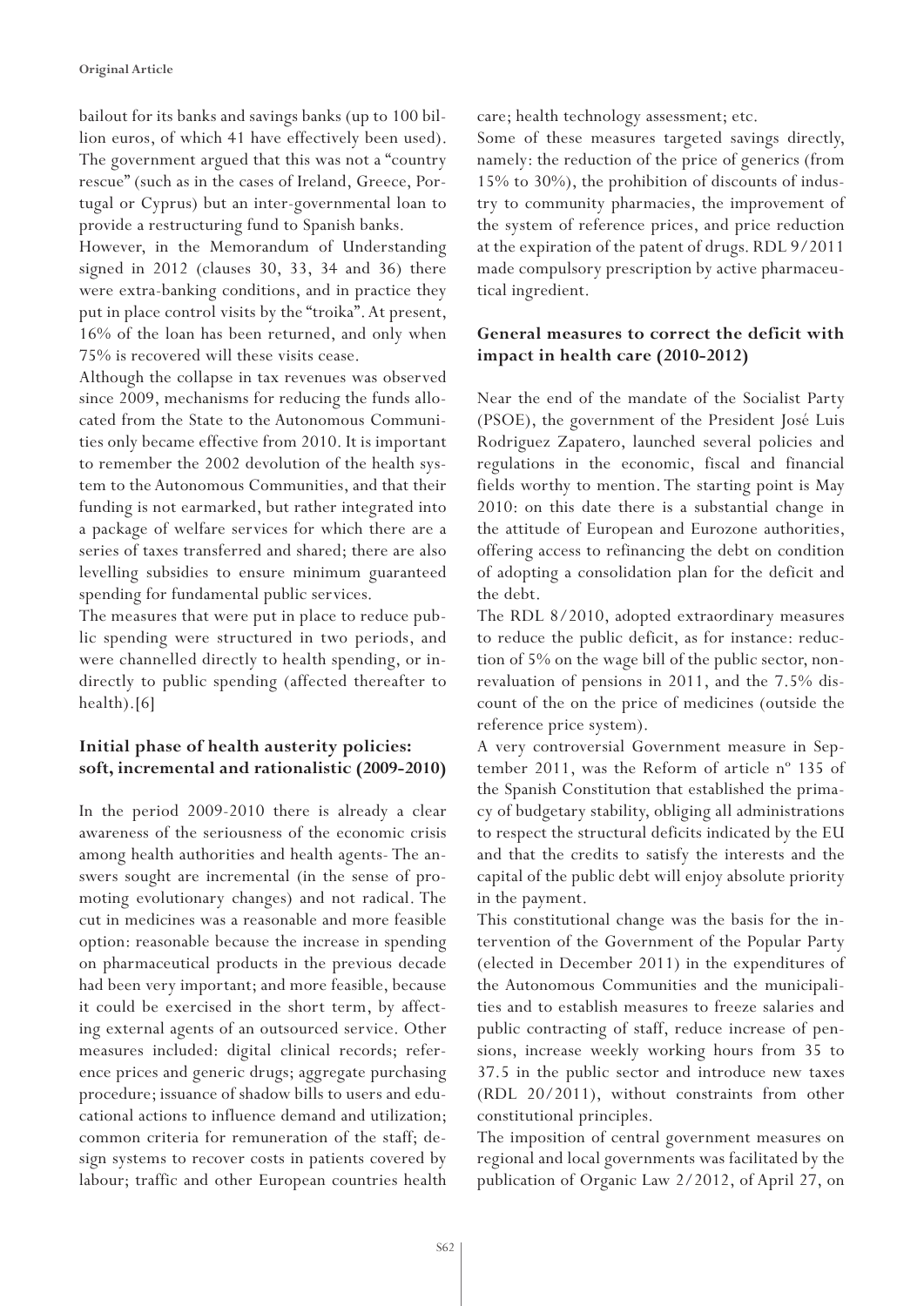bailout for its banks and savings banks (up to 100 billion euros, of which 41 have effectively been used). The government argued that this was not a "country rescue" (such as in the cases of Ireland, Greece, Portugal or Cyprus) but an inter-governmental loan to provide a restructuring fund to Spanish banks.

However, in the Memorandum of Understanding signed in 2012 (clauses 30, 33, 34 and 36) there were extra-banking conditions, and in practice they put in place control visits by the "troika". At present, 16% of the loan has been returned, and only when 75% is recovered will these visits cease.

Although the collapse in tax revenues was observed since 2009, mechanisms for reducing the funds allocated from the State to the Autonomous Communities only became effective from 2010. It is important to remember the 2002 devolution of the health system to the Autonomous Communities, and that their funding is not earmarked, but rather integrated into a package of welfare services for which there are a series of taxes transferred and shared; there are also levelling subsidies to ensure minimum guaranteed spending for fundamental public services.

The measures that were put in place to reduce public spending were structured in two periods, and were channelled directly to health spending, or indirectly to public spending (affected thereafter to health).[6]

### Initial phase of health austerity policies: soft, incremental and rationalistic (2009-2010)

In the period 2009-2010 there is already a clear awareness of the seriousness of the economic crisis among health authorities and health agents- The answers sought are incremental (in the sense of promoting evolutionary changes) and not radical. The cut in medicines was a reasonable and more feasible option: reasonable because the increase in spending on pharmaceutical products in the previous decade had been very important; and more feasible, because it could be exercised in the short term, by affecting external agents of an outsourced service. Other measures included: digital clinical records; reference prices and generic drugs; aggregate purchasing procedure; issuance of shadow bills to users and educational actions to influence demand and utilization; common criteria for remuneration of the staff; design systems to recover costs in patients covered by labour; traffic and other European countries health care; health technology assessment; etc.

Some of these measures targeted savings directly, namely: the reduction of the price of generics (from 15% to 30%), the prohibition of discounts of industry to community pharmacies, the improvement of the system of reference prices, and price reduction at the expiration of the patent of drugs. RDL 9/2011 made compulsory prescription by active pharmaceutical ingredient.

### General measures to correct the deficit with impact in health care (2010-2012)

Near the end of the mandate of the Socialist Party (PSOE), the government of the President José Luis Rodriguez Zapatero, launched several policies and regulations in the economic, fiscal and financial fields worthy to mention. The starting point is May 2010: on this date there is a substantial change in the attitude of European and Eurozone authorities, offering access to refinancing the debt on condition of adopting a consolidation plan for the deficit and the debt.

The RDL 8/2010, adopted extraordinary measures to reduce the public deficit, as for instance: reduction of 5% on the wage bill of the public sector, non-revaluation of pensions in 2011, and the 7.5% discount of the on the price of medicines (outside the reference price system).

A very controversial Government measure in September 2011, was the Reform of article nº 135 of the Spanish Constitution that established the primacy of budgetary stability, obliging all administrations to respect the structural deficits indicated by the EU and that the credits to satisfy the interests and the capital of the public debt will enjoy absolute priority in the payment.

This constitutional change was the basis for the intervention of the Government of the Popular Party (elected in December 2011) in the expenditures of the Autonomous Communities and the municipalities and to establish measures to freeze salaries and public contracting of staff, reduce increase of pensions, increase weekly working hours from 35 to 37.5 in the public sector and introduce new taxes (RDL 20/2011), without constraints from other constitutional principles.

The imposition of central government measures on regional and local governments was facilitated by the publication of Organic Law 2/2012, of April 27, on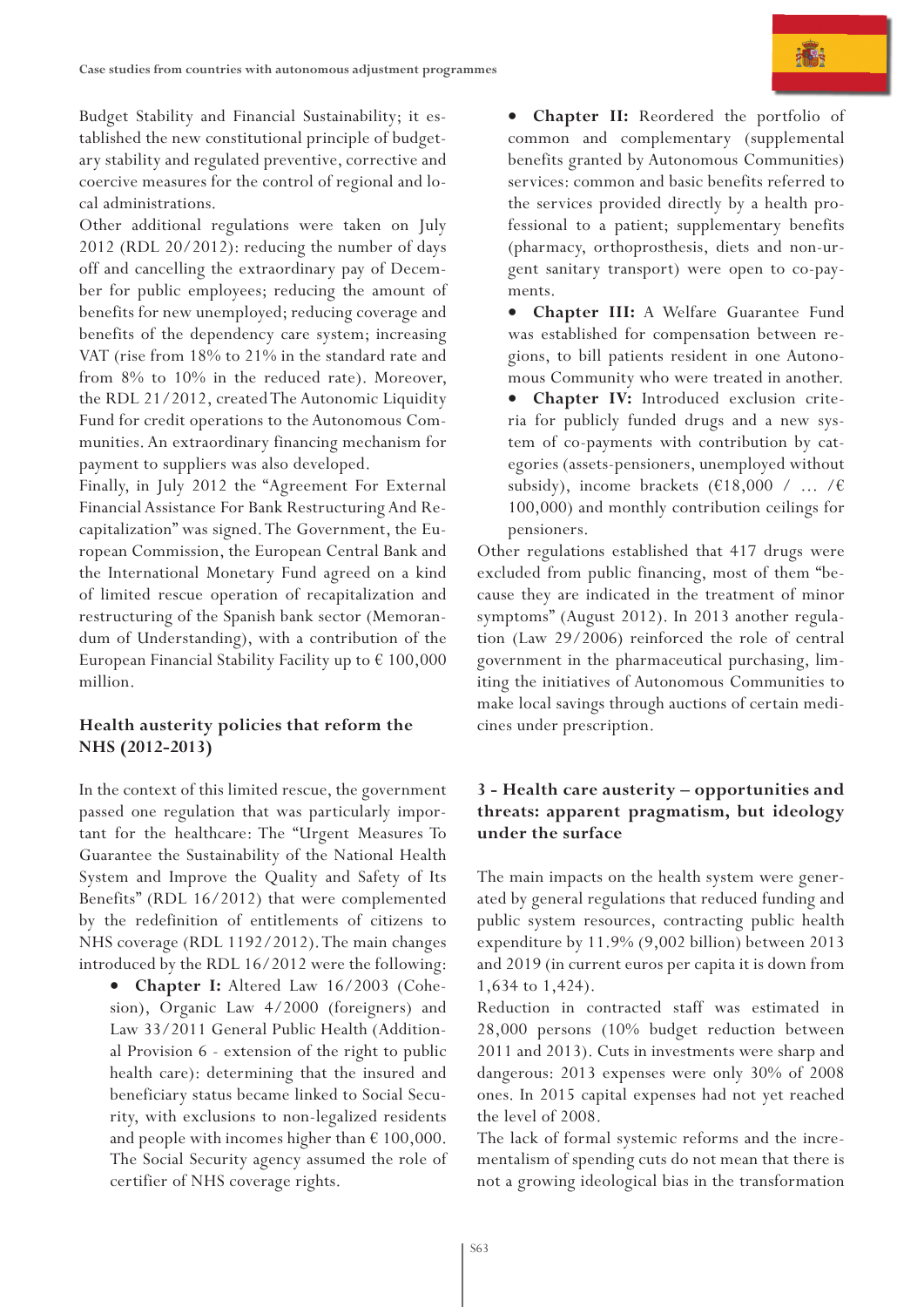Budget Stability and Financial Sustainability; it established the new constitutional principle of budgetary stability and regulated preventive, corrective and coercive measures for the control of regional and local administrations.

Other additional regulations were taken on July 2012 (RDL 20/2012): reducing the number of days off and cancelling the extraordinary pay of December for public employees; reducing the amount of benefits for new unemployed; reducing coverage and benefits of the dependency care system; increasing VAT (rise from 18% to 21% in the standard rate and from 8% to 10% in the reduced rate). Moreover, the RDL 21/2012, created The Autonomic Liquidity Fund for credit operations to the Autonomous Communities. An extraordinary financing mechanism for payment to suppliers was also developed.

Finally, in July 2012 the "Agreement For External Financial Assistance For Bank Restructuring And Recapitalization" was signed. The Government, the European Commission, the European Central Bank and the International Monetary Fund agreed on a kind of limited rescue operation of recapitalization and restructuring of the Spanish bank sector (Memorandum of Understanding), with a contribution of the European Financial Stability Facility up to € 100,000 million.

## Health austerity policies that reform the NHS (2012-2013)

In the context of this limited rescue, the government passed one regulation that was particularly important for the healthcare: The "Urgent Measures To Guarantee the Sustainability of the National Health System and Improve the Quality and Safety of Its Benefits" (RDL 16/2012) that were complemented by the redefinition of entitlements of citizens to NHS coverage (RDL 1192/2012). The main changes introduced by the RDL 16/2012 were the following:

- **Chapter I:** Altered Law 16/2003 (Cohesion), Organic Law 4/2000 (foreigners) and Law 33/2011 General Public Health (Additional Provision 6 - extension of the right to public health care): determining that the insured and beneficiary status became linked to Social Security, with exclusions to non-legalized residents and people with incomes higher than € 100,000. The Social Security agency assumed the role of certifier of NHS coverage rights.
- **Chapter II:** Reordered the portfolio of common and complementary (supplemental benefits granted by Autonomous Communities) services: common and basic benefits referred to the services provided directly by a health professional to a patient; supplementary benefits (pharmacy, orthoprosthesis, diets and non-urgent sanitary transport) were open to co-payments.
- **Chapter III:** A Welfare Guarantee Fund was established for compensation between regions, to bill patients resident in one Autonomous Community who were treated in another.
- **Chapter IV:** Introduced exclusion criteria for publicly funded drugs and a new system of co-payments with contribution by categories (assets-pensioners, unemployed without subsidy), income brackets (€18,000 / ... /€ 100,000) and monthly contribution ceilings for pensioners.

Other regulations established that 417 drugs were excluded from public financing, most of them "because they are indicated in the treatment of minor symptoms" (August 2012). In 2013 another regulation (Law 29/2006) reinforced the role of central government in the pharmaceutical purchasing, limiting the initiatives of Autonomous Communities to make local savings through auctions of certain medicines under prescription.

## 3 - Health care austerity – opportunities and threats: apparent pragmatism, but ideology under the surface

The main impacts on the health system were generated by general regulations that reduced funding and public system resources, contracting public health expenditure by 11.9% (9,002 billion) between 2013 and 2019 (in current euros per capita it is down from 1,634 to 1,424).

Reduction in contracted staff was estimated in 28,000 persons (10% budget reduction between 2011 and 2013). Cuts in investments were sharp and dangerous: 2013 expenses were only 30% of 2008 ones. In 2015 capital expenses had not yet reached the level of 2008.

The lack of formal systemic reforms and the incrementalism of spending cuts do not mean that there is not a growing ideological bias in the transformation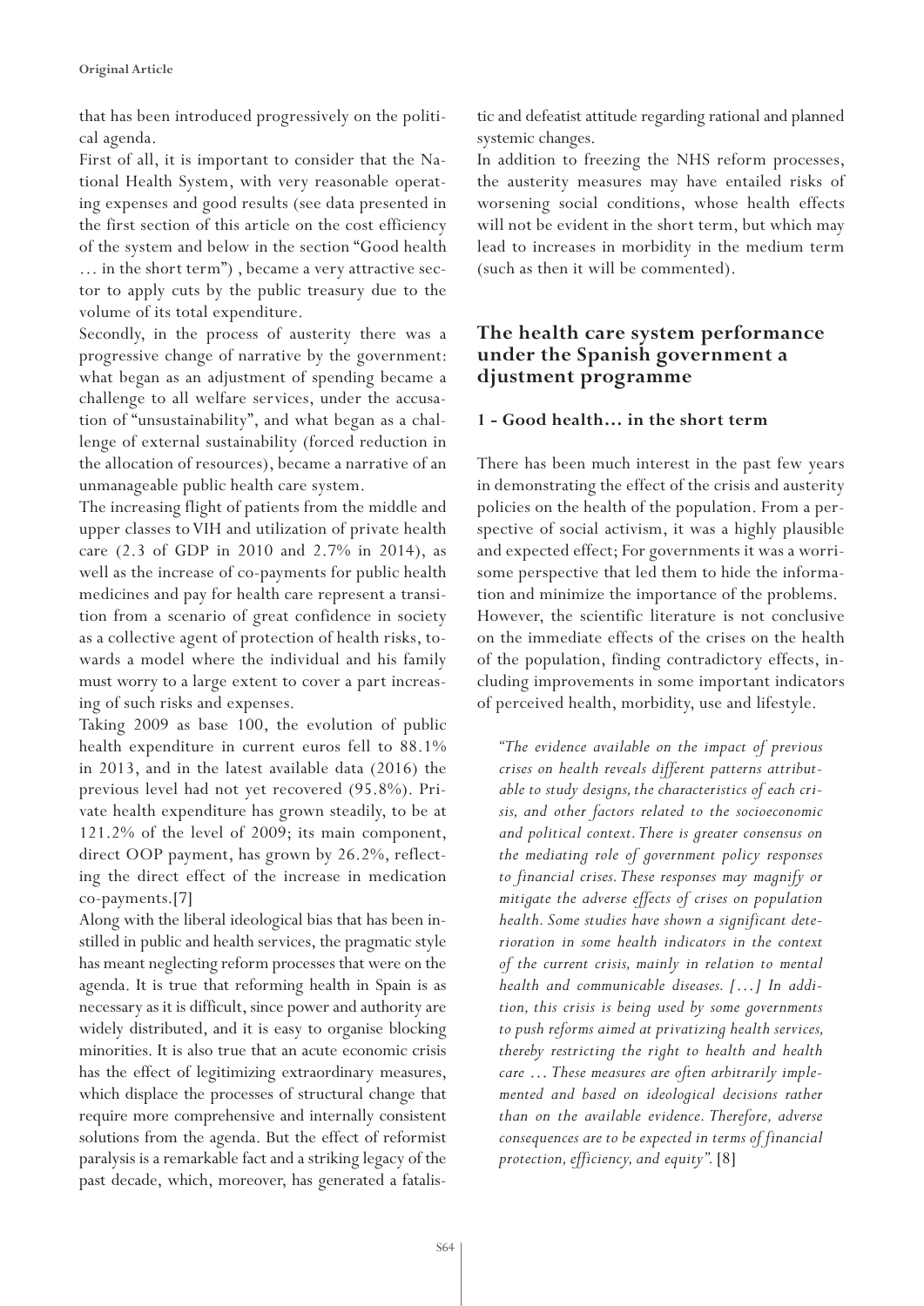that has been introduced progressively on the political agenda.

First of all, it is important to consider that the National Health System, with very reasonable operating expenses and good results (see data presented in the first section of this article on the cost efficiency of the system and below in the section "Good health … in the short term") , became a very attractive sector to apply cuts by the public treasury due to the volume of its total expenditure.

Secondly, in the process of austerity there was a progressive change of narrative by the government: what began as an adjustment of spending became a challenge to all welfare services, under the accusation of "unsustainability", and what began as a challenge of external sustainability (forced reduction in the allocation of resources), became a narrative of an unmanageable public health care system.

The increasing flight of patients from the middle and upper classes to VIH and utilization of private health care (2.3 of GDP in 2010 and 2.7% in 2014), as well as the increase of co-payments for public health medicines and pay for health care represent a transition from a scenario of great confidence in society as a collective agent of protection of health risks, towards a model where the individual and his family must worry to a large extent to cover a part increasing of such risks and expenses.

Taking 2009 as base 100, the evolution of public health expenditure in current euros fell to 88.1% in 2013, and in the latest available data (2016) the previous level had not yet recovered (95.8%). Private health expenditure has grown steadily, to be at 121.2% of the level of 2009; its main component, direct OOP payment, has grown by 26.2%, reflecting the direct effect of the increase in medication co-payments.[7]

Along with the liberal ideological bias that has been instilled in public and health services, the pragmatic style has meant neglecting reform processes that were on the agenda. It is true that reforming health in Spain is as necessary as it is difficult, since power and authority are widely distributed, and it is easy to organise blocking minorities. It is also true that an acute economic crisis has the effect of legitimizing extraordinary measures, which displace the processes of structural change that require more comprehensive and internally consistent solutions from the agenda. But the effect of reformist paralysis is a remarkable fact and a striking legacy of the past decade, which, moreover, has generated a fatalistic and defeatist attitude regarding rational and planned systemic changes.

In addition to freezing the NHS reform processes, the austerity measures may have entailed risks of worsening social conditions, whose health effects will not be evident in the short term, but which may lead to increases in morbidity in the medium term (such as then it will be commented).

## The health care system performance under the Spanish government a djustment programme

### 1 - Good health… in the short term

There has been much interest in the past few years in demonstrating the effect of the crisis and austerity policies on the health of the population. From a perspective of social activism, it was a highly plausible and expected effect; For governments it was a worrisome perspective that led them to hide the information and minimize the importance of the problems.

However, the scientific literature is not conclusive on the immediate effects of the crises on the health of the population, finding contradictory effects, including improvements in some important indicators of perceived health, morbidity, use and lifestyle.

> *"The evidence available on the impact of previous crises on health reveals different patterns attributable to study designs, the characteristics of each crisis, and other factors related to the socioeconomic and political context. There is greater consensus on the mediating role of government policy responses to financial crises. These responses may magnify or mitigate the adverse effects of crises on population health. Some studies have shown a significant deterioration in some health indicators in the context of the current crisis, mainly in relation to mental health and communicable diseases. […] In addition, this crisis is being used by some governments to push reforms aimed at privatizing health services, thereby restricting the right to health and health care … These measures are often arbitrarily implemented and based on ideological decisions rather than on the available evidence. Therefore, adverse consequences are to be expected in terms of financial protection, efficiency, and equity".* [8]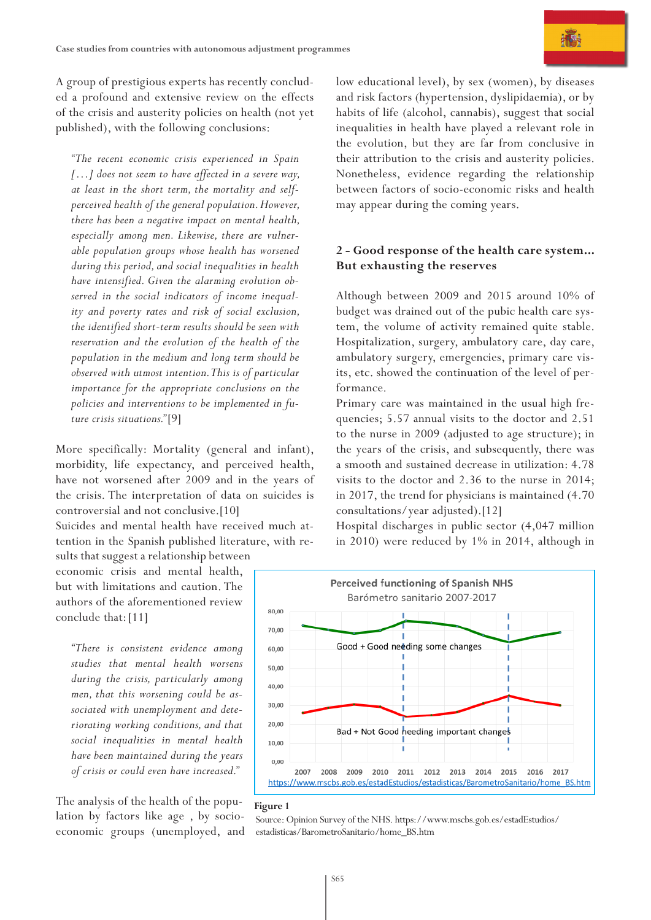A group of prestigious experts has recently concluded a profound and extensive review on the effects of the crisis and austerity policies on health (not yet published), with the following conclusions:

> *"The recent economic crisis experienced in Spain [...] does not seem to have affected in a severe way, at least in the short term, the mortality and self-perceived health of the general population. However, there has been a negative impact on mental health, especially among men. Likewise, there are vulnerable population groups whose health has worsened during this period, and social inequalities in health have intensified. Given the alarming evolution observed in the social indicators of income inequality and poverty rates and risk of social exclusion, the identified short-term results should be seen with reservation and the evolution of the health of the population in the medium and long term should be observed with utmost intention. This is of particular importance for the appropriate conclusions on the policies and interventions to be implemented in future crisis situations."*[9]

More specifically: Mortality (general and infant), morbidity, life expectancy, and perceived health, have not worsened after 2009 and in the years of the crisis. The interpretation of data on suicides is controversial and not conclusive.[10]

Suicides and mental health have received much attention in the Spanish published literature, with results that suggest a relationship between economic crisis and mental health, but with limitations and caution. The authors of the aforementioned review conclude that:[11]

> *"There is consistent evidence among studies that mental health worsens during the crisis, particularly among men, that this worsening could be associated with unemployment and deteriorating working conditions, and that social inequalities in mental health have been maintained during the years of crisis or could even have increased."*

The analysis of the health of the population by factors like age , by socioeconomic groups (unemployed, and low educational level), by sex (women), by diseases and risk factors (hypertension, dyslipidaemia), or by habits of life (alcohol, cannabis), suggest that social inequalities in health have played a relevant role in the evolution, but they are far from conclusive in their attribution to the crisis and austerity policies. Nonetheless, evidence regarding the relationship between factors of socio-economic risks and health may appear during the coming years.

## 2 - Good response of the health care system... But exhausting the reserves

Although between 2009 and 2015 around 10% of budget was drained out of the pubic health care system, the volume of activity remained quite stable. Hospitalization, surgery, ambulatory care, day care, ambulatory surgery, emergencies, primary care visits, etc. showed the continuation of the level of performance.

Primary care was maintained in the usual high frequencies; 5.57 annual visits to the doctor and 2.51 to the nurse in 2009 (adjusted to age structure); in the years of the crisis, and subsequently, there was a smooth and sustained decrease in utilization: 4.78 visits to the doctor and 2.36 to the nurse in 2014; in 2017, the trend for physicians is maintained (4.70 consultations/year adjusted).[12]

Hospital discharges in public sector (4,047 million in 2010) were reduced by 1% in 2014, although in

**Figure 1**

Source: Opinion Survey of the NHS. https://www.mscbs.gob.es/estadEstudios/estadisticas/BarometroSanitario/home_BS.htm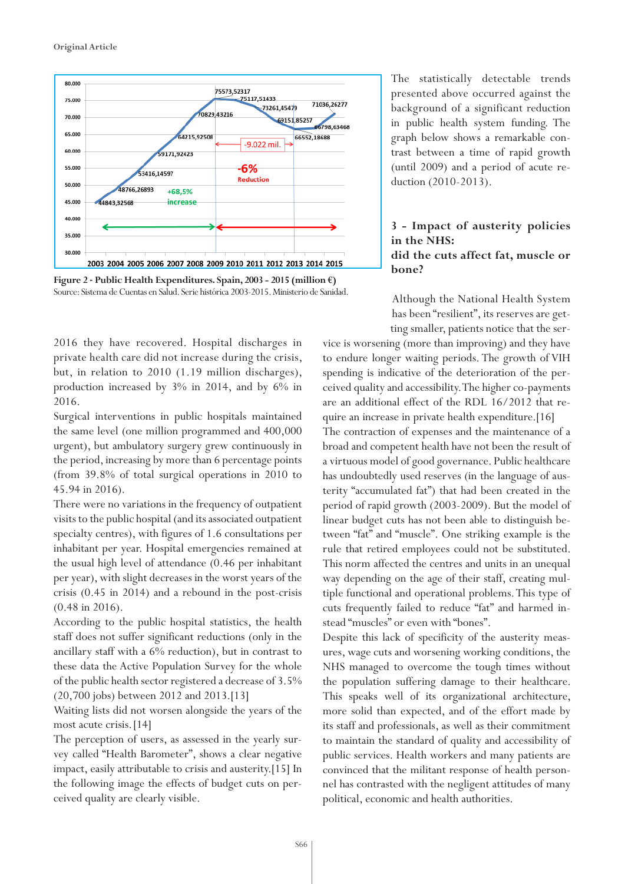Figure 2 - Public Health Expenditures. Spain, 2003 - 2015 (million €)
Source: Sistema de Cuentas en Salud. Serie histórica 2003-2015. Ministerio de Sanidad.

The statistically detectable trends presented above occurred against the background of a significant reduction in public health system funding. The graph below shows a remarkable contrast between a time of rapid growth (until 2009) and a period of acute reduction (2010-2013).

2016 they have recovered. Hospital discharges in private health care did not increase during the crisis, but, in relation to 2010 (1.19 million discharges), production increased by 3% in 2014, and by 6% in 2016.

Surgical interventions in public hospitals maintained the same level (one million programmed and 400,000 urgent), but ambulatory surgery grew continuously in the period, increasing by more than 6 percentage points (from 39.8% of total surgical operations in 2010 to 45.94 in 2016).

There were no variations in the frequency of outpatient visits to the public hospital (and its associated outpatient specialty centres), with figures of 1.6 consultations per inhabitant per year. Hospital emergencies remained at the usual high level of attendance (0.46 per inhabitant per year), with slight decreases in the worst years of the crisis (0.45 in 2014) and a rebound in the post-crisis (0.48 in 2016).

According to the public hospital statistics, the health staff does not suffer significant reductions (only in the ancillary staff with a 6% reduction), but in contrast to these data the Active Population Survey for the whole of the public health sector registered a decrease of 3.5% (20,700 jobs) between 2012 and 2013.[13]

Waiting lists did not worsen alongside the years of the most acute crisis.[14]

The perception of users, as assessed in the yearly survey called "Health Barometer", shows a clear negative impact, easily attributable to crisis and austerity.[15] In the following image the effects of budget cuts on perceived quality are clearly visible.

## 3 - Impact of austerity policies in the NHS: did the cuts affect fat, muscle or bone?

Although the National Health System has been "resilient", its reserves are getting smaller, patients notice that the service is worsening (more than improving) and they have to endure longer waiting periods. The growth of VIH spending is indicative of the deterioration of the perceived quality and accessibility. The higher co-payments are an additional effect of the RDL 16/2012 that require an increase in private health expenditure.[16]

The contraction of expenses and the maintenance of a broad and competent health have not been the result of a virtuous model of good governance. Public healthcare has undoubtedly used reserves (in the language of austerity "accumulated fat") that had been created in the period of rapid growth (2003-2009). But the model of linear budget cuts has not been able to distinguish between "fat" and "muscle". One striking example is the rule that retired employees could not be substituted. This norm affected the centres and units in an unequal way depending on the age of their staff, creating multiple functional and operational problems. This type of cuts frequently failed to reduce "fat" and harmed instead "muscles" or even with "bones".

Despite this lack of specificity of the austerity measures, wage cuts and worsening working conditions, the NHS managed to overcome the tough times without the population suffering damage to their healthcare. This speaks well of its organizational architecture, more solid than expected, and of the effort made by its staff and professionals, as well as their commitment to maintain the standard of quality and accessibility of public services. Health workers and many patients are convinced that the militant response of health personnel has contrasted with the negligent attitudes of many political, economic and health authorities.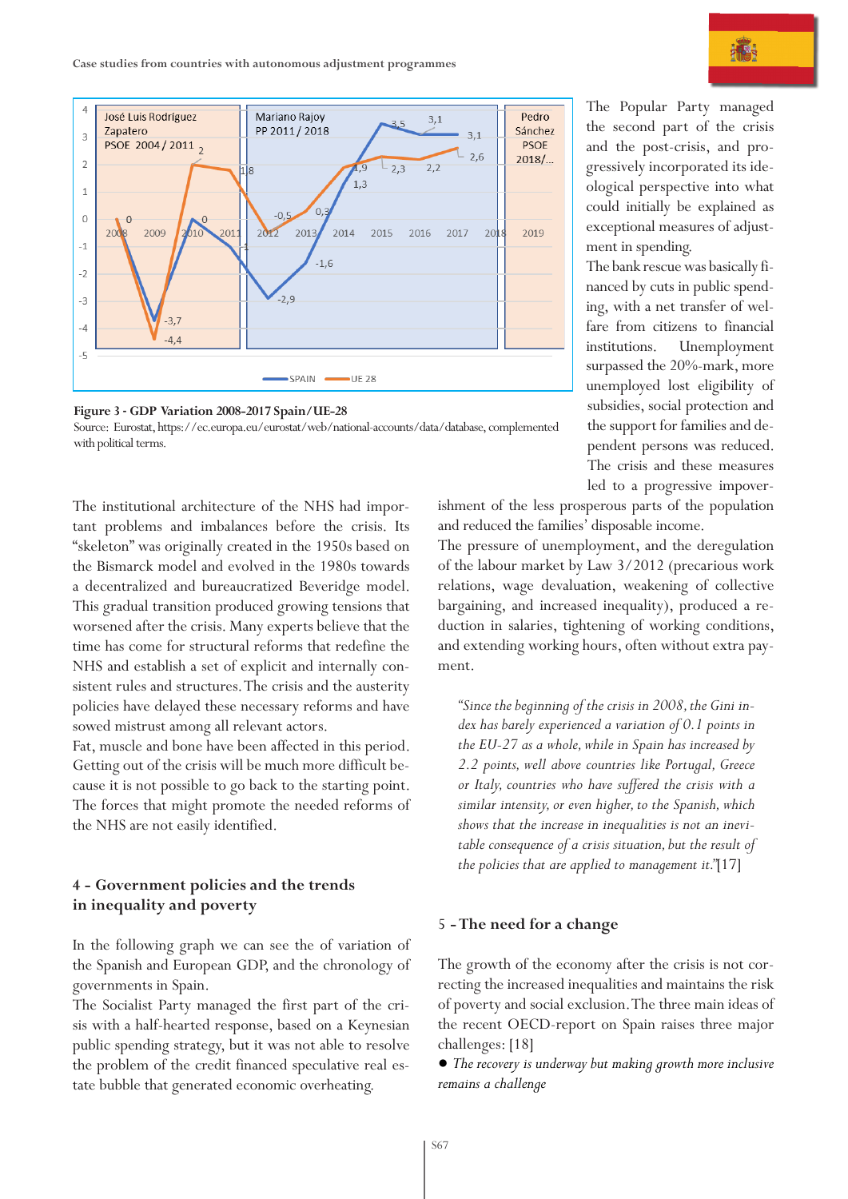**Figure 3 - GDP Variation 2008-2017 Spain/UE-28**

Source: Eurostat, https://ec.europa.eu/eurostat/web/national-accounts/data/database, complemented with political terms.

The institutional architecture of the NHS had important problems and imbalances before the crisis. Its "skeleton" was originally created in the 1950s based on the Bismarck model and evolved in the 1980s towards a decentralized and bureaucratized Beveridge model. This gradual transition produced growing tensions that worsened after the crisis. Many experts believe that the time has come for structural reforms that redefine the NHS and establish a set of explicit and internally consistent rules and structures. The crisis and the austerity policies have delayed these necessary reforms and have sowed mistrust among all relevant actors.

Fat, muscle and bone have been affected in this period. Getting out of the crisis will be much more difficult because it is not possible to go back to the starting point. The forces that might promote the needed reforms of the NHS are not easily identified.

## 4 - Government policies and the trends in inequality and poverty

In the following graph we can see the of variation of the Spanish and European GDP, and the chronology of governments in Spain.

The Socialist Party managed the first part of the crisis with a half-hearted response, based on a Keynesian public spending strategy, but it was not able to resolve the problem of the credit financed speculative real estate bubble that generated economic overheating.

The Popular Party managed the second part of the crisis and the post-crisis, and progressively incorporated its ideological perspective into what could initially be explained as exceptional measures of adjustment in spending.

The bank rescue was basically financed by cuts in public spending, with a net transfer of welfare from citizens to financial institutions. Unemployment surpassed the 20%-mark, more unemployed lost eligibility of subsidies, social protection and the support for families and dependent persons was reduced. The crisis and these measures led to a progressive impoverishment of the less prosperous parts of the population and reduced the families' disposable income.

The pressure of unemployment, and the deregulation of the labour market by Law 3/2012 (precarious work relations, wage devaluation, weakening of collective bargaining, and increased inequality), produced a reduction in salaries, tightening of working conditions, and extending working hours, often without extra payment.

> *"Since the beginning of the crisis in 2008, the Gini index has barely experienced a variation of 0.1 points in the EU-27 as a whole, while in Spain has increased by 2.2 points, well above countries like Portugal, Greece or Italy, countries who have suffered the crisis with a similar intensity, or even higher, to the Spanish, which shows that the increase in inequalities is not an inevitable consequence of a crisis situation, but the result of the policies that are applied to management it."*[17]

## 5 - The need for a change

The growth of the economy after the crisis is not correcting the increased inequalities and maintains the risk of poverty and social exclusion. The three main ideas of the recent OECD-report on Spain raises three major challenges: [18]

- *The recovery is underway but making growth more inclusive remains a challenge*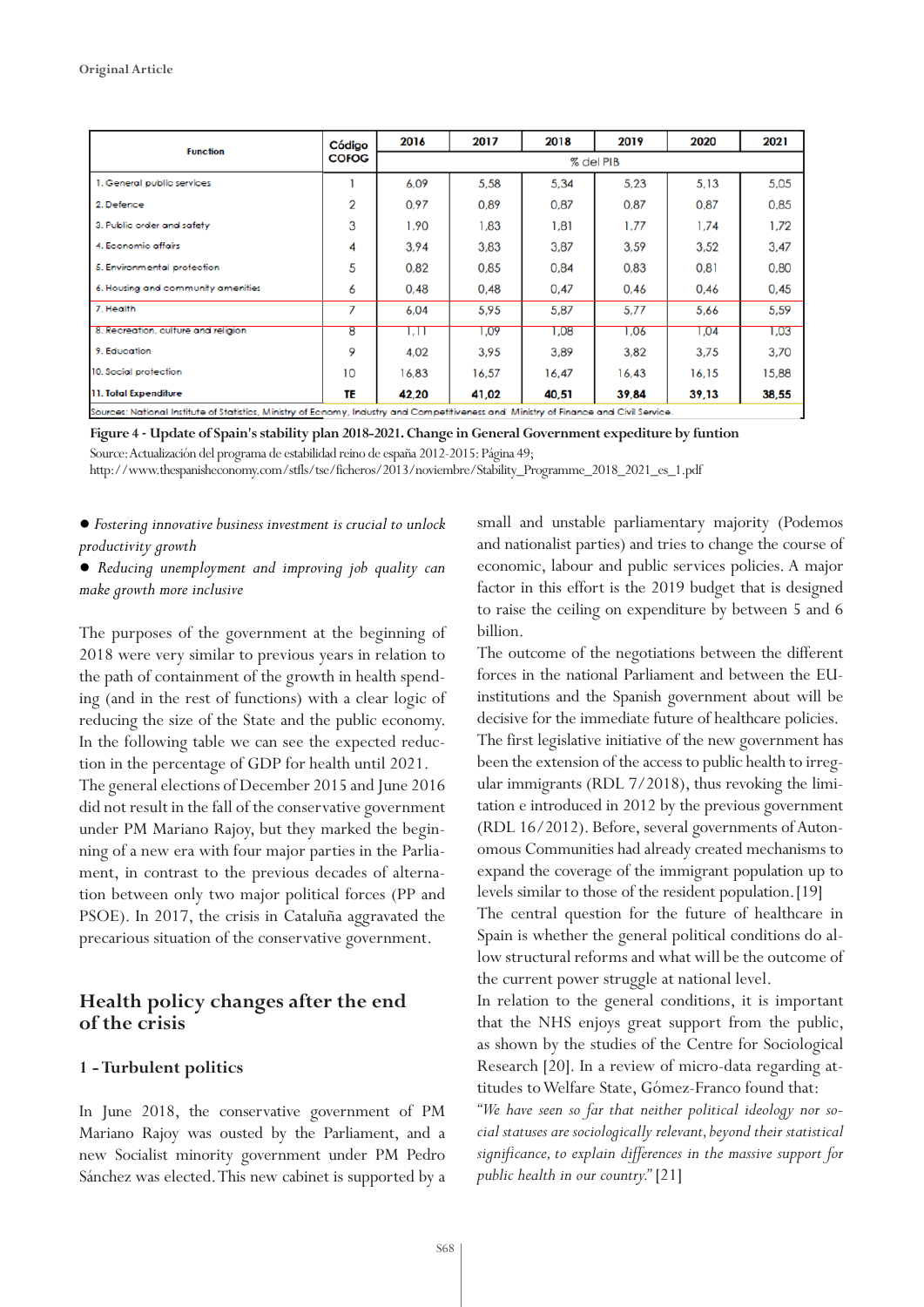**Original Article**

| Function | Código COFOG | 2016 | 2017 | 2018 | 2019 | 2020 | 2021 |
|---|---|---|---|---|---|---|---|
| | | % del PIB | | | | | |
| 1. General public services | 1 | 6,09 | 5,58 | 5,34 | 5,23 | 5,13 | 5,05 |
| 2. Defence | 2 | 0,97 | 0,89 | 0,87 | 0,87 | 0,87 | 0,85 |
| 3. Public order and safety | 3 | 1,90 | 1,83 | 1,81 | 1,77 | 1,74 | 1,72 |
| 4. Economic affairs | 4 | 3,94 | 3,83 | 3,87 | 3,59 | 3,52 | 3,47 |
| 5. Environmental protection | 5 | 0,82 | 0,85 | 0,84 | 0,83 | 0,81 | 0,80 |
| 6. Housing and community amenities | 6 | 0,48 | 0,48 | 0,47 | 0,46 | 0,46 | 0,45 |
| 7. Health | 7 | 6,04 | 5,95 | 5,87 | 5,77 | 5,66 | 5,59 |
| 8. Recreation, culture and religion | 8 | 1,11 | 1,09 | 1,08 | 1,06 | 1,04 | 1,03 |
| 9. Education | 9 | 4,02 | 3,95 | 3,89 | 3,82 | 3,75 | 3,70 |
| 10. Social protection | 10 | 16,83 | 16,57 | 16,47 | 16,43 | 16,15 | 15,88 |
| **11. Total Expenditure** | **TE** | **42,20** | **41,02** | **40,51** | **39,84** | **39,13** | **38,55** |

Sources: National Institute of Statistics, Ministry of Economy, Industry and Competitiveness and Ministry of Finance and Civil Service.

**Figure 4 - Update of Spain's stability plan 2018-2021. Change in General Government expediture by funtion**

Source: Actualización del programa de estabilidad reino de españa 2012-2015: Página 49; http://www.thespanisheconomy.com/stfls/tse/ficheros/2013/noviembre/Stability_Programme_2018_2021_es_1.pdf

- *Fostering innovative business investment is crucial to unlock productivity growth*
- *Reducing unemployment and improving job quality can make growth more inclusive*

The purposes of the government at the beginning of 2018 were very similar to previous years in relation to the path of containment of the growth in health spending (and in the rest of functions) with a clear logic of reducing the size of the State and the public economy. In the following table we can see the expected reduction in the percentage of GDP for health until 2021.

The general elections of December 2015 and June 2016 did not result in the fall of the conservative government under PM Mariano Rajoy, but they marked the beginning of a new era with four major parties in the Parliament, in contrast to the previous decades of alternation between only two major political forces (PP and PSOE). In 2017, the crisis in Cataluña aggravated the precarious situation of the conservative government.

## Health policy changes after the end of the crisis

### 1 - Turbulent politics

In June 2018, the conservative government of PM Mariano Rajoy was ousted by the Parliament, and a new Socialist minority government under PM Pedro Sánchez was elected. This new cabinet is supported by a small and unstable parliamentary majority (Podemos and nationalist parties) and tries to change the course of economic, labour and public services policies. A major factor in this effort is the 2019 budget that is designed to raise the ceiling on expenditure by between 5 and 6 billion.

The outcome of the negotiations between the different forces in the national Parliament and between the EU-institutions and the Spanish government about will be decisive for the immediate future of healthcare policies.

The first legislative initiative of the new government has been the extension of the access to public health to irregular immigrants (RDL 7/2018), thus revoking the limitation e introduced in 2012 by the previous government (RDL 16/2012). Before, several governments of Autonomous Communities had already created mechanisms to expand the coverage of the immigrant population up to levels similar to those of the resident population.[19]

The central question for the future of healthcare in Spain is whether the general political conditions do allow structural reforms and what will be the outcome of the current power struggle at national level.

In relation to the general conditions, it is important that the NHS enjoys great support from the public, as shown by the studies of the Centre for Sociological Research [20]. In a review of micro-data regarding attitudes to Welfare State, Gómez-Franco found that:

*"We have seen so far that neither political ideology nor social statuses are sociologically relevant, beyond their statistical significance, to explain differences in the massive support for public health in our country."* [21]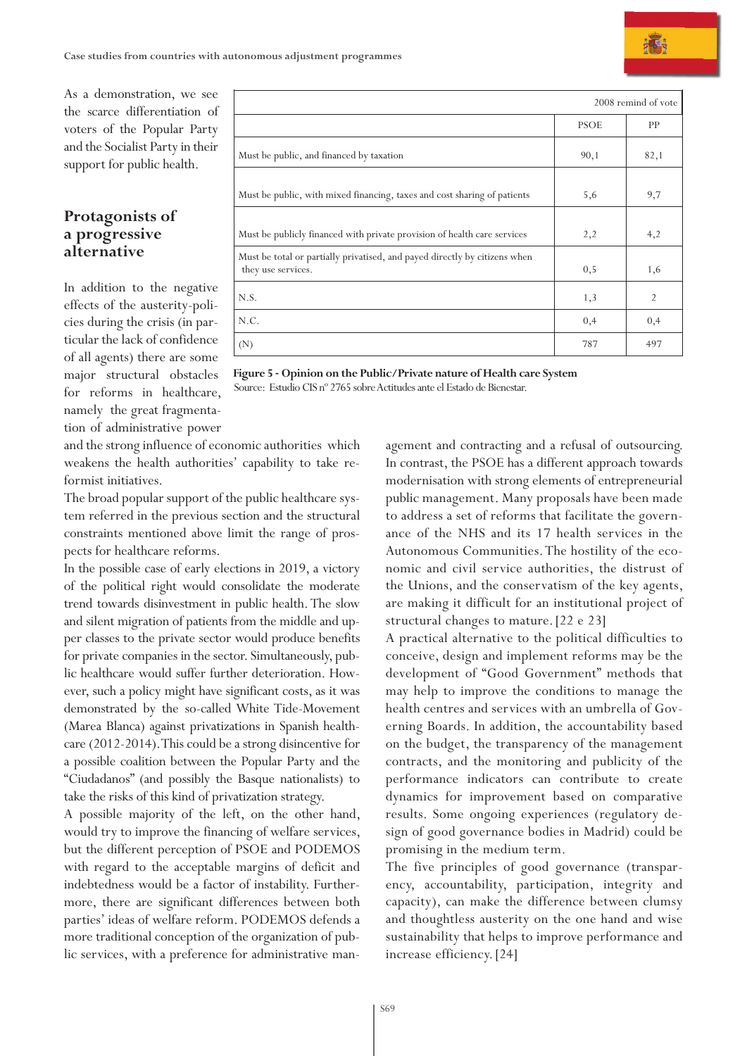As a demonstration, we see the scarce differentiation of voters of the Popular Party and the Socialist Party in their support for public health.

| | 2008 remind of vote | |
|---|---|---|
| | PSOE | PP |
| Must be public, and financed by taxation | 90,1 | 82,1 |
| Must be public, with mixed financing, taxes and cost sharing of patients | 5,6 | 9,7 |
| Must be publicly financed with private provision of health care services | 2,2 | 4,2 |
| Must be total or partially privatised, and payed directly by citizens when they use services. | 0,5 | 1,6 |
| N.S. | 1,3 | 2 |
| N.C. | 0,4 | 0,4 |
| (N) | 787 | 497 |

**Figure 5 - Opinion on the Public/Private nature of Health care System**
Source: Estudio CIS nº 2765 sobre Actitudes ante el Estado de Bienestar.

## Protagonists of a progressive alternative

In addition to the negative effects of the austerity-policies during the crisis (in particular the lack of confidence of all agents) there are some major structural obstacles for reforms in healthcare, namely the great fragmentation of administrative power and the strong influence of economic authorities which weakens the health authorities' capability to take reformist initiatives.

The broad popular support of the public healthcare system referred in the previous section and the structural constraints mentioned above limit the range of prospects for healthcare reforms.

In the possible case of early elections in 2019, a victory of the political right would consolidate the moderate trend towards disinvestment in public health. The slow and silent migration of patients from the middle and upper classes to the private sector would produce benefits for private companies in the sector. Simultaneously, public healthcare would suffer further deterioration. However, such a policy might have significant costs, as it was demonstrated by the so-called White Tide-Movement (Marea Blanca) against privatizations in Spanish healthcare (2012-2014). This could be a strong disincentive for a possible coalition between the Popular Party and the "Ciudadanos" (and possibly the Basque nationalists) to take the risks of this kind of privatization strategy.

A possible majority of the left, on the other hand, would try to improve the financing of welfare services, but the different perception of PSOE and PODEMOS with regard to the acceptable margins of deficit and indebtedness would be a factor of instability. Furthermore, there are significant differences between both parties' ideas of welfare reform. PODEMOS defends a more traditional conception of the organization of public services, with a preference for administrative management and contracting and a refusal of outsourcing. In contrast, the PSOE has a different approach towards modernisation with strong elements of entrepreneurial public management. Many proposals have been made to address a set of reforms that facilitate the governance of the NHS and its 17 health services in the Autonomous Communities. The hostility of the economic and civil service authorities, the distrust of the Unions, and the conservatism of the key agents, are making it difficult for an institutional project of structural changes to mature. [22 e 23]

A practical alternative to the political difficulties to conceive, design and implement reforms may be the development of "Good Government" methods that may help to improve the conditions to manage the health centres and services with an umbrella of Governing Boards. In addition, the accountability based on the budget, the transparency of the management contracts, and the monitoring and publicity of the performance indicators can contribute to create dynamics for improvement based on comparative results. Some ongoing experiences (regulatory design of good governance bodies in Madrid) could be promising in the medium term.

The five principles of good governance (transparency, accountability, participation, integrity and capacity), can make the difference between clumsy and thoughtless austerity on the one hand and wise sustainability that helps to improve performance and increase efficiency. [24]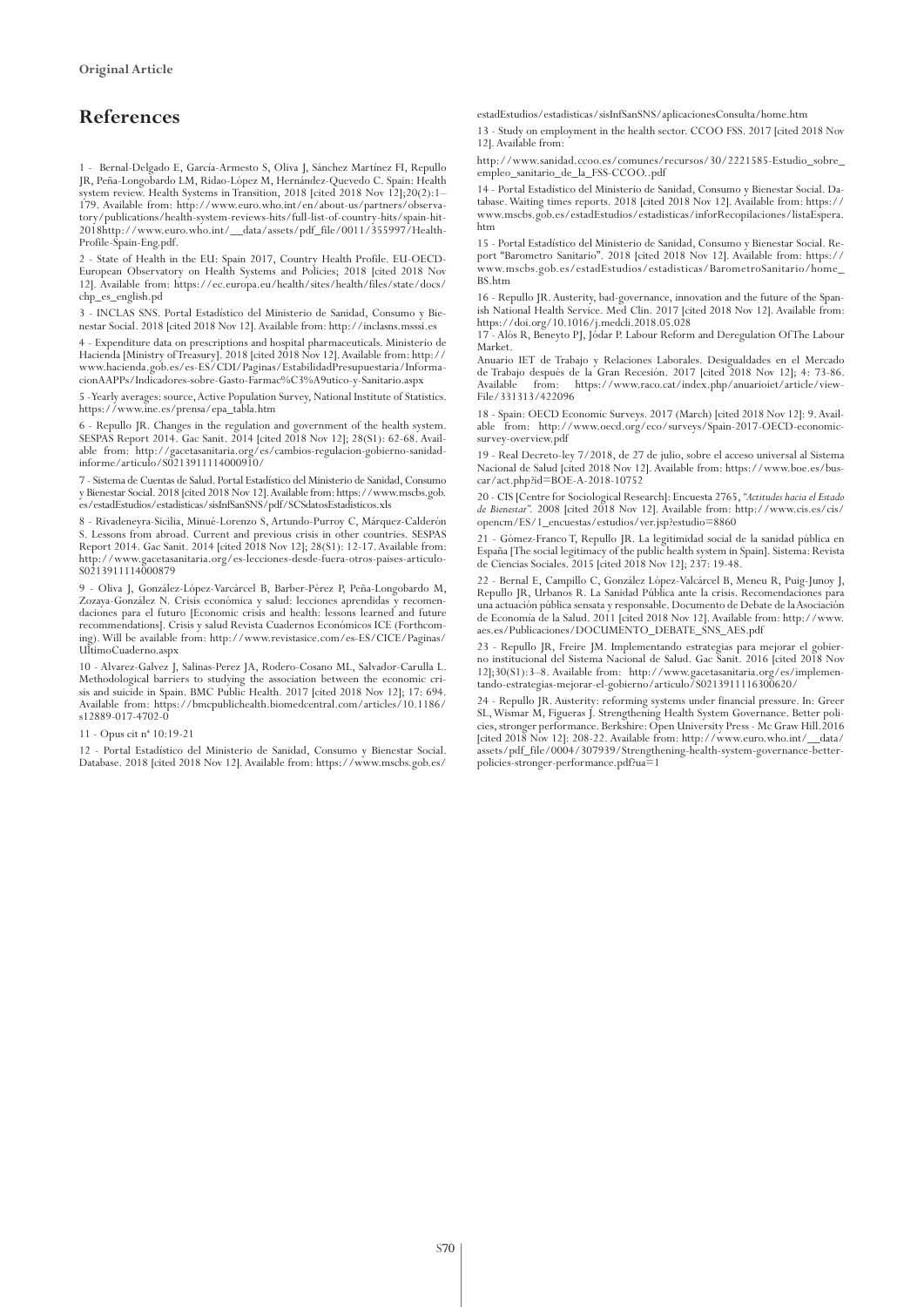## References

1 - Bernal-Delgado E, García-Armesto S, Oliva J, Sánchez Martínez FI, Repullo JR, Peña-Longobardo LM, Ridao-López M, Hernández-Quevedo C. Spain: Health system review. Health Systems in Transition, 2018 [cited 2018 Nov 12];20(2):1–179. Available from: http://www.euro.who.int/en/about-us/partners/observatory/publications/health-system-reviews-hits/full-list-of-country-hits/spain-hit-2018http://www.euro.who.int/__data/assets/pdf_file/0011/355997/Health-Profile-Spain-Eng.pdf.

2 - State of Health in the EU: Spain 2017, Country Health Profile. EU-OECD-European Observatory on Health Systems and Policies; 2018 [cited 2018 Nov 12]. Available from: https://ec.europa.eu/health/sites/health/files/state/docs/chp_es_english.pd

3 - INCLAS SNS. Portal Estadístico del Ministerio de Sanidad, Consumo y Bienestar Social. 2018 [cited 2018 Nov 12]. Available from: http://inclasns.msssi.es

4 - Expenditure data on prescriptions and hospital pharmaceuticals. Ministerio de Hacienda [Ministry of Treasury]. 2018 [cited 2018 Nov 12]. Available from: http://www.hacienda.gob.es/es-ES/CDI/Paginas/EstabilidadPresupuestaria/InformacionAAPPs/Indicadores-sobre-Gasto-Farmac%C3%A9utico-y-Sanitario.aspx

5 -Yearly averages: source, Active Population Survey, National Institute of Statistics. https://www.ine.es/prensa/epa_tabla.htm

6 - Repullo JR. Changes in the regulation and government of the health system. SESPAS Report 2014. Gac Sanit. 2014 [cited 2018 Nov 12]; 28(S1): 62-68. Available from: http://gacetasanitaria.org/es/cambios-regulacion-gobierno-sanidad-informe/articulo/S0213911114000910/

7 - Sistema de Cuentas de Salud. Portal Estadístico del Ministerio de Sanidad, Consumo y Bienestar Social. 2018 [cited 2018 Nov 12]. Available from: https://www.mscbs.gob.es/estadEstudios/estadisticas/sisInfSanSNS/pdf/SCSdatosEstadisticos.xls

8 - Rivadeneyra-Sicilia, Minué-Lorenzo S, Artundo-Purroy C, Márquez-Calderón S. Lessons from abroad. Current and previous crisis in other countries. SESPAS Report 2014. Gac Sanit. 2014 [cited 2018 Nov 12]; 28(S1): 12-17. Available from: http://www.gacetasanitaria.org/es-lecciones-desde-fuera-otros-paises-articulo-S0213911114000879

9 - Oliva J, González-López-Varcárcel B, Barber-Pérez P, Peña-Longobardo M, Zozaya-González N. Crisis económica y salud: lecciones aprendidas y recomendaciones para el futuro [Economic crisis and health: lessons learned and future recommendations]. Crisis y salud Revista Cuadernos Económicos ICE (Forthcoming). Will be available from: http://www.revistasice.com/es-ES/CICE/Paginas/UltimoCuaderno.aspx

10 - Alvarez-Galvez J, Salinas-Perez JA, Rodero-Cosano ML, Salvador-Carulla L. Methodological barriers to studying the association between the economic crisis and suicide in Spain. BMC Public Health. 2017 [cited 2018 Nov 12]; 17: 694. Available from: https://bmcpublichealth.biomedcentral.com/articles/10.1186/s12889-017-4702-0

11 - Opus cit nª 10:19-21

12 - Portal Estadístico del Ministerio de Sanidad, Consumo y Bienestar Social. Database. 2018 [cited 2018 Nov 12]. Available from: https://www.mscbs.gob.es/estadEstudios/estadisticas/sisInfSanSNS/aplicacionesConsulta/home.htm

13 - Study on employment in the health sector. CCOO FSS. 2017 [cited 2018 Nov 12]. Available from:

http://www.sanidad.ccoo.es/comunes/recursos/30/2221585-Estudio_sobre_empleo_sanitario_de_la_FSS-CCOO..pdf

14 - Portal Estadístico del Ministerio de Sanidad, Consumo y Bienestar Social. Database. Waiting times reports. 2018 [cited 2018 Nov 12]. Available from: https://www.mscbs.gob.es/estadEstudios/estadisticas/inforRecopilaciones/listaEspera.htm

15 - Portal Estadístico del Ministerio de Sanidad, Consumo y Bienestar Social. Report "Barometro Sanitario". 2018 [cited 2018 Nov 12]. Available from: https://www.mscbs.gob.es/estadEstudios/estadisticas/BarometroSanitario/home_BS.htm

16 - Repullo JR. Austerity, bad-governance, innovation and the future of the Spanish National Health Service. Med Clin. 2017 [cited 2018 Nov 12]. Available from: https://doi.org/10.1016/j.medcli.2018.05.028

17 - Alós R, Beneyto PJ, Jódar P. Labour Reform and Deregulation Of The Labour Market.

Anuario IET de Trabajo y Relaciones Laborales. Desigualdades en el Mercado de Trabajo después de la Gran Recesión. 2017 [cited 2018 Nov 12]; 4: 73-86. Available from: https://www.raco.cat/index.php/anuarioiet/article/viewFile/331313/422096

18 - Spain: OECD Economic Surveys. 2017 (March) [cited 2018 Nov 12]: 9. Available from: http://www.oecd.org/eco/surveys/Spain-2017-OECD-economic-survey-overview.pdf

19 - Real Decreto-ley 7/2018, de 27 de julio, sobre el acceso universal al Sistema Nacional de Salud [cited 2018 Nov 12]. Available from: https://www.boe.es/buscar/act.php?id=BOE-A-2018-10752

20 - CIS [Centre for Sociological Research]: Encuesta 2765, *"Actitudes hacia el Estado de Bienestar"*. 2008 [cited 2018 Nov 12]. Available from: http://www.cis.es/cis/opencm/ES/1_encuestas/estudios/ver.jsp?estudio=8860

21 - Gómez-Franco T, Repullo JR. La legitimidad social de la sanidad pública en España [The social legitimacy of the public health system in Spain]. Sistema: Revista de Ciencias Sociales. 2015 [cited 2018 Nov 12]; 237: 19-48.

22 - Bernal E, Campillo C, González López-Valcárcel B, Meneu R, Puig-Junoy J, Repullo JR, Urbanos R. La Sanidad Pública ante la crisis. Recomendaciones para una actuación pública sensata y responsable. Documento de Debate de la Asociación de Economía de la Salud. 2011 [cited 2018 Nov 12]. Available from: http://www.aes.es/Publicaciones/DOCUMENTO_DEBATE_SNS_AES.pdf

23 - Repullo JR, Freire JM. Implementando estrategias para mejorar el gobierno institucional del Sistema Nacional de Salud. Gac Sanit. 2016 [cited 2018 Nov 12];30(S1):3–8. Available from: http://www.gacetasanitaria.org/es/implementando-estrategias-mejorar-el-gobierno/articulo/S0213911116300620/

24 - Repullo JR. Austerity: reforming systems under financial pressure. In: Greer SL, Wismar M, Figueras J. Strengthening Health System Governance. Better policies, stronger performance. Berkshire: Open University Press - Mc Graw Hill.2016 [cited 2018 Nov 12]: 208-22. Available from: http://www.euro.who.int/__data/assets/pdf_file/0004/307939/Strengthening-health-system-governance-better-policies-stronger-performance.pdf?ua=1